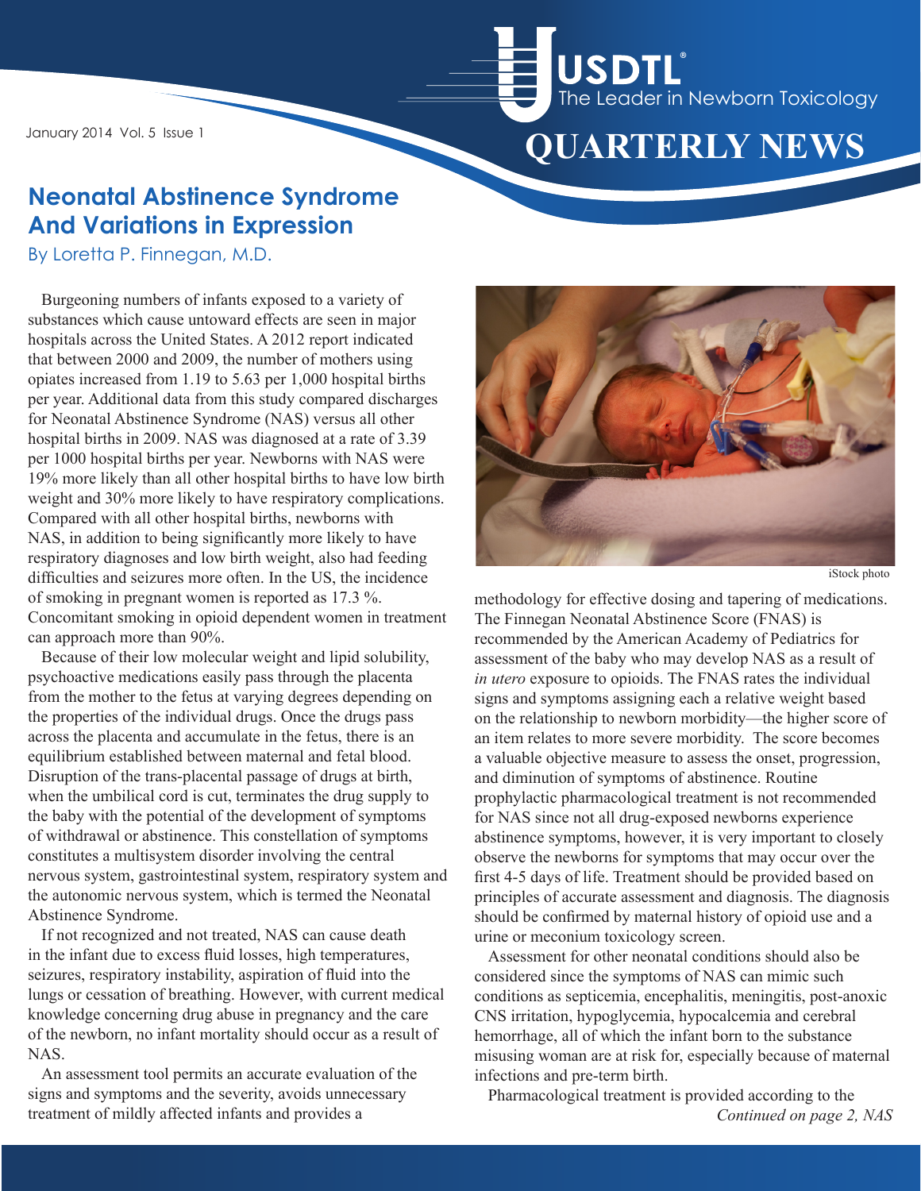# Neonatal Abstinence Syndrome And Variations in Expression

By Loretta P. Finnegan, M.D.

Burgeoning numbers of infants exposed to a variety of substances which cause untoward effects are seen in major hospitals across the United States. A 2012 report indicated that between 2000 and 2009, the number of mothers using opiates increased from 1.19 to 5.63 per 1,000 hospital births per year. Additional data from this study compared discharges for Neonatal Abstinence Syndrome (NAS) versus all other hospital births in 2009. NAS was diagnosed at a rate of 3.39 per 1000 hospital births per year. Newborns with NAS were 19% more likely than all other hospital births to have low birth weight and 30% more likely to have respiratory complications. Compared with all other hospital births, newborns with NAS, in addition to being significantly more likely to have respiratory diagnoses and low birth weight, also had feeding difficulties and seizures more often. In the US, the incidence of smoking in pregnant women is reported as 17.3 %. Concomitant smoking in opioid dependent women in treatment can approach more than 90%.

Because of their low molecular weight and lipid solubility, psychoactive medications easily pass through the placenta from the mother to the fetus at varying degrees depending on the properties of the individual drugs. Once the drugs pass across the placenta and accumulate in the fetus, there is an equilibrium established between maternal and fetal blood. Disruption of the trans-placental passage of drugs at birth, when the umbilical cord is cut, terminates the drug supply to the baby with the potential of the development of symptoms of withdrawal or abstinence. This constellation of symptoms constitutes a multisystem disorder involving the central nervous system, gastrointestinal system, respiratory system and the autonomic nervous system, which is termed the Neonatal Abstinence Syndrome.

If not recognized and not treated, NAS can cause death in the infant due to excess fluid losses, high temperatures, seizures, respiratory instability, aspiration of fluid into the lungs or cessation of breathing. However, with current medical knowledge concerning drug abuse in pregnancy and the care of the newborn, no infant mortality should occur as a result of NAS.

An assessment tool permits an accurate evaluation of the signs and symptoms and the severity, avoids unnecessary treatment of mildly affected infants and provides a methodology for effective dosing and tapering of medications. The Finnegan Neonatal Abstinence Score (FNAS) is recommended by the American Academy of Pediatrics for assessment of the baby who may develop NAS as a result of *in utero* exposure to opioids. The FNAS rates the individual signs and symptoms assigning each a relative weight based on the relationship to newborn morbidity—the higher score of an item relates to more severe morbidity. The score becomes a valuable objective measure to assess the onset, progression, and diminution of symptoms of abstinence. Routine prophylactic pharmacological treatment is not recommended for NAS since not all drug-exposed newborns experience abstinence symptoms, however, it is very important to closely observe the newborns for symptoms that may occur over the first 4-5 days of life. Treatment should be provided based on principles of accurate assessment and diagnosis. The diagnosis should be confirmed by maternal history of opioid use and a urine or meconium toxicology screen.

iStock photo

Assessment for other neonatal conditions should also be considered since the symptoms of NAS can mimic such conditions as septicemia, encephalitis, meningitis, post-anoxic CNS irritation, hypoglycemia, hypocalcemia and cerebral hemorrhage, all of which the infant born to the substance misusing woman are at risk for, especially because of maternal infections and pre-term birth.

Pharmacological treatment is provided according to the

*Continued on page 2, NAS*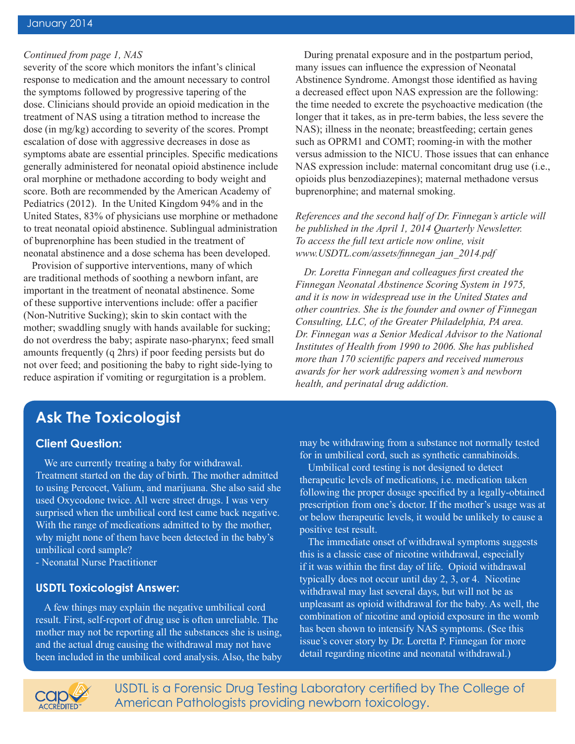*Continued from page 1, NAS*

severity of the score which monitors the infant's clinical response to medication and the amount necessary to control the symptoms followed by progressive tapering of the dose. Clinicians should provide an opioid medication in the treatment of NAS using a titration method to increase the dose (in mg/kg) according to severity of the scores. Prompt escalation of dose with aggressive decreases in dose as symptoms abate are essential principles. Specific medications generally administered for neonatal opioid abstinence include oral morphine or methadone according to body weight and score. Both are recommended by the American Academy of Pediatrics (2012). In the United Kingdom 94% and in the United States, 83% of physicians use morphine or methadone to treat neonatal opioid abstinence. Sublingual administration of buprenorphine has been studied in the treatment of neonatal abstinence and a dose schema has been developed.

Provision of supportive interventions, many of which are traditional methods of soothing a newborn infant, are important in the treatment of neonatal abstinence. Some of these supportive interventions include: offer a pacifier (Non-Nutritive Sucking); skin to skin contact with the mother; swaddling snugly with hands available for sucking; do not overdress the baby; aspirate naso-pharynx; feed small amounts frequently (q 2hrs) if poor feeding persists but do not over feed; and positioning the baby to right side-lying to reduce aspiration if vomiting or regurgitation is a problem.

During prenatal exposure and in the postpartum period, many issues can influence the expression of Neonatal Abstinence Syndrome. Amongst those identified as having a decreased effect upon NAS expression are the following: the time needed to excrete the psychoactive medication (the longer that it takes, as in pre-term babies, the less severe the NAS); illness in the neonate; breastfeeding; certain genes such as OPRM1 and COMT; rooming-in with the mother versus admission to the NICU. Those issues that can enhance NAS expression include: maternal concomitant drug use (i.e., opioids plus benzodiazepines); maternal methadone versus buprenorphine; and maternal smoking.

*References and the second half of Dr. Finnegan's article will be published in the April 1, 2014 Quarterly Newsletter. To access the full text article now online, visit www.USDTL.com/assets/finnegan_jan_2014.pdf*

*Dr. Loretta Finnegan and colleagues first created the Finnegan Neonatal Abstinence Scoring System in 1975, and it is now in widespread use in the United States and other countries. She is the founder and owner of Finnegan Consulting, LLC, of the Greater Philadelphia, PA area. Dr. Finnegan was a Senior Medical Advisor to the National Institutes of Health from 1990 to 2006. She has published more than 170 scientific papers and received numerous awards for her work addressing women's and newborn health, and perinatal drug addiction.*

## Ask The Toxicologist

### Client Question:

We are currently treating a baby for withdrawal. Treatment started on the day of birth. The mother admitted to using Percocet, Valium, and marijuana. She also said she used Oxycodone twice. All were street drugs. I was very surprised when the umbilical cord test came back negative. With the range of medications admitted to by the mother, why might none of them have been detected in the baby's umbilical cord sample?

- Neonatal Nurse Practitioner

### USDTL Toxicologist Answer:

A few things may explain the negative umbilical cord result. First, self-report of drug use is often unreliable. The mother may not be reporting all the substances she is using, and the actual drug causing the withdrawal may not have been included in the umbilical cord analysis. Also, the baby may be withdrawing from a substance not normally tested for in umbilical cord, such as synthetic cannabinoids.

Umbilical cord testing is not designed to detect therapeutic levels of medications, i.e. medication taken following the proper dosage specified by a legally-obtained prescription from one's doctor. If the mother's usage was at or below therapeutic levels, it would be unlikely to cause a positive test result.

The immediate onset of withdrawal symptoms suggests this is a classic case of nicotine withdrawal, especially if it was within the first day of life. Opioid withdrawal typically does not occur until day 2, 3, or 4. Nicotine withdrawal may last several days, but will not be as unpleasant as opioid withdrawal for the baby. As well, the combination of nicotine and opioid exposure in the womb has been shown to intensify NAS symptoms. (See this issue's cover story by Dr. Loretta P. Finnegan for more detail regarding nicotine and neonatal withdrawal.)

USDTL is a Forensic Drug Testing Laboratory certified by The College of American Pathologists providing newborn toxicology.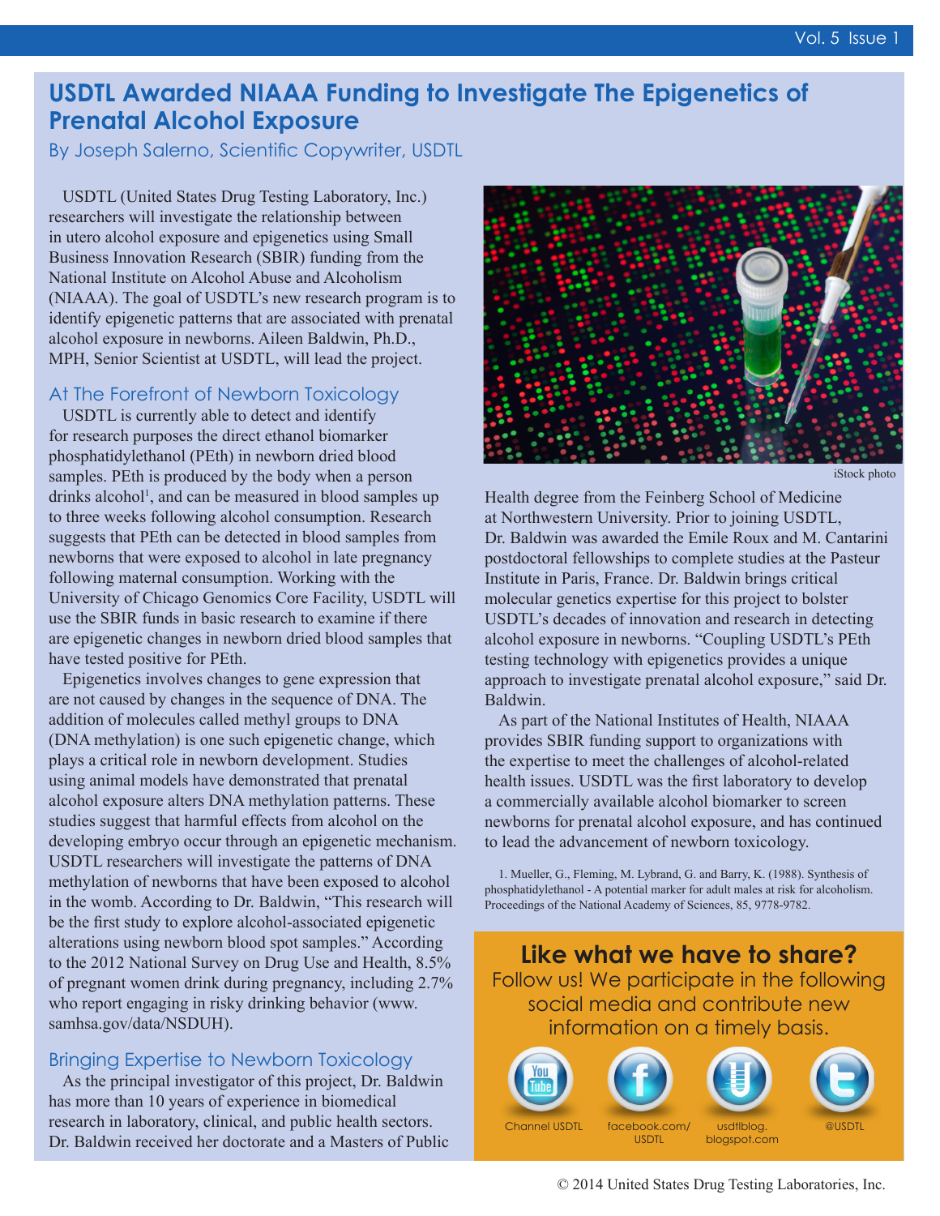# USDTL Awarded NIAAA Funding to Investigate The Epigenetics of Prenatal Alcohol Exposure

By Joseph Salerno, Scientific Copywriter, USDTL

USDTL (United States Drug Testing Laboratory, Inc.) researchers will investigate the relationship between in utero alcohol exposure and epigenetics using Small Business Innovation Research (SBIR) funding from the National Institute on Alcohol Abuse and Alcoholism (NIAAA). The goal of USDTL's new research program is to identify epigenetic patterns that are associated with prenatal alcohol exposure in newborns. Aileen Baldwin, Ph.D., MPH, Senior Scientist at USDTL, will lead the project.

## At The Forefront of Newborn Toxicology

USDTL is currently able to detect and identify for research purposes the direct ethanol biomarker phosphatidylethanol (PEth) in newborn dried blood samples. PEth is produced by the body when a person drinks alcohol[1], and can be measured in blood samples up to three weeks following alcohol consumption. Research suggests that PEth can be detected in blood samples from newborns that were exposed to alcohol in late pregnancy following maternal consumption. Working with the University of Chicago Genomics Core Facility, USDTL will use the SBIR funds in basic research to examine if there are epigenetic changes in newborn dried blood samples that have tested positive for PEth.

Epigenetics involves changes to gene expression that are not caused by changes in the sequence of DNA. The addition of molecules called methyl groups to DNA (DNA methylation) is one such epigenetic change, which plays a critical role in newborn development. Studies using animal models have demonstrated that prenatal alcohol exposure alters DNA methylation patterns. These studies suggest that harmful effects from alcohol on the developing embryo occur through an epigenetic mechanism. USDTL researchers will investigate the patterns of DNA methylation of newborns that have been exposed to alcohol in the womb. According to Dr. Baldwin, "This research will be the first study to explore alcohol-associated epigenetic alterations using newborn blood spot samples." According to the 2012 National Survey on Drug Use and Health, 8.5% of pregnant women drink during pregnancy, including 2.7% who report engaging in risky drinking behavior (www.samhsa.gov/data/NSDUH).

## Bringing Expertise to Newborn Toxicology

As the principal investigator of this project, Dr. Baldwin has more than 10 years of experience in biomedical research in laboratory, clinical, and public health sectors. Dr. Baldwin received her doctorate and a Masters of Public Health degree from the Feinberg School of Medicine at Northwestern University. Prior to joining USDTL, Dr. Baldwin was awarded the Emile Roux and M. Cantarini postdoctoral fellowships to complete studies at the Pasteur Institute in Paris, France. Dr. Baldwin brings critical molecular genetics expertise for this project to bolster USDTL's decades of innovation and research in detecting alcohol exposure in newborns. "Coupling USDTL's PEth testing technology with epigenetics provides a unique approach to investigate prenatal alcohol exposure," said Dr. Baldwin.

As part of the National Institutes of Health, NIAAA provides SBIR funding support to organizations with the expertise to meet the challenges of alcohol-related health issues. USDTL was the first laboratory to develop a commercially available alcohol biomarker to screen newborns for prenatal alcohol exposure, and has continued to lead the advancement of newborn toxicology.

iStock photo

1. Mueller, G., Fleming, M. Lybrand, G. and Barry, K. (1988). Synthesis of phosphatidylethanol - A potential marker for adult males at risk for alcoholism. Proceedings of the National Academy of Sciences, 85, 9778-9782.

## Like what we have to share?

Follow us! We participate in the following social media and contribute new information on a timely basis.

Channel USDTL | facebook.com/USDTL | usdtlblog.blogspot.com | @USDTL

© 2014 United States Drug Testing Laboratories, Inc.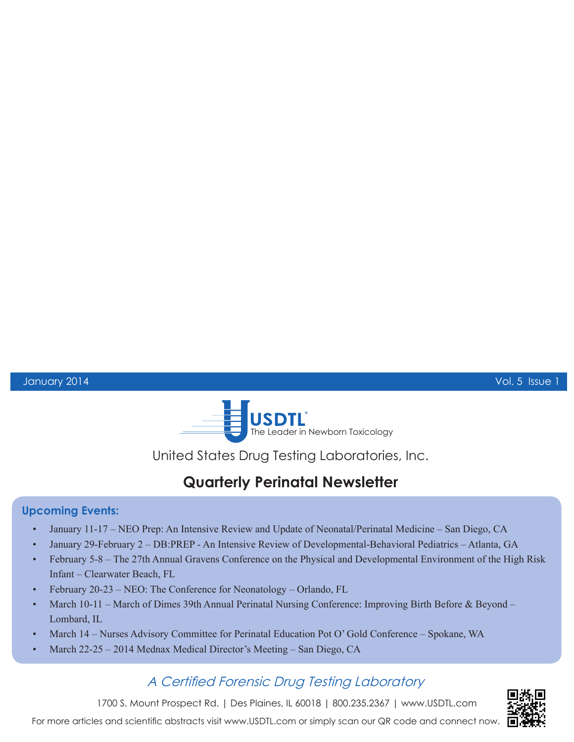January 2014 Vol. 5 Issue 1

USDTL®
The Leader in Newborn Toxicology

United States Drug Testing Laboratories, Inc.

# Quarterly Perinatal Newsletter

## Upcoming Events:

- January 11-17 – NEO Prep: An Intensive Review and Update of Neonatal/Perinatal Medicine – San Diego, CA
- January 29-February 2 – DB:PREP - An Intensive Review of Developmental-Behavioral Pediatrics – Atlanta, GA
- February 5-8 – The 27th Annual Gravens Conference on the Physical and Developmental Environment of the High Risk Infant – Clearwater Beach, FL
- February 20-23 – NEO: The Conference for Neonatology – Orlando, FL
- March 10-11 – March of Dimes 39th Annual Perinatal Nursing Conference: Improving Birth Before & Beyond – Lombard, IL
- March 14 – Nurses Advisory Committee for Perinatal Education Pot O' Gold Conference – Spokane, WA
- March 22-25 – 2014 Mednax Medical Director's Meeting – San Diego, CA

*A Certified Forensic Drug Testing Laboratory*

1700 S. Mount Prospect Rd. | Des Plaines, IL 60018 | 800.235.2367 | www.USDTL.com

For more articles and scientific abstracts visit www.USDTL.com or simply scan our QR code and connect now.